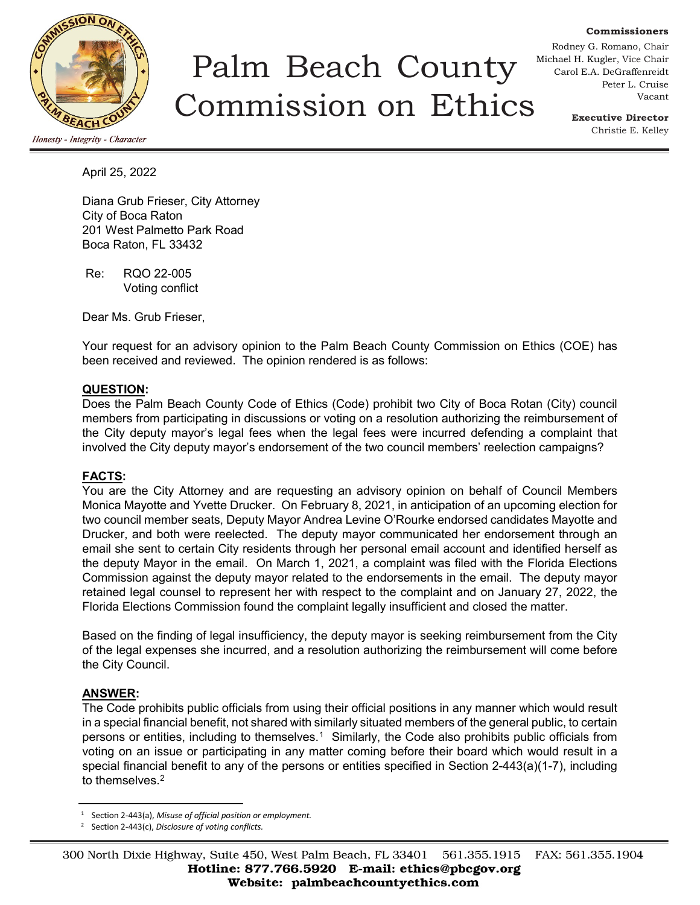# Palm Beach County Commission on Ethics

*Honesty - Integrity - Character*

**Commissioners**
Rodney G. Romano, Chair
Michael H. Kugler, Vice Chair
Carol E.A. DeGraffenreidt
Peter L. Cruise
Vacant

**Executive Director**
Christie E. Kelley

April 25, 2022

Diana Grub Frieser, City Attorney
City of Boca Raton
201 West Palmetto Park Road
Boca Raton, FL 33432

Re: RQO 22-005
Voting conflict

Dear Ms. Grub Frieser,

Your request for an advisory opinion to the Palm Beach County Commission on Ethics (COE) has been received and reviewed. The opinion rendered is as follows:

**QUESTION:**
Does the Palm Beach County Code of Ethics (Code) prohibit two City of Boca Rotan (City) council members from participating in discussions or voting on a resolution authorizing the reimbursement of the City deputy mayor's legal fees when the legal fees were incurred defending a complaint that involved the City deputy mayor's endorsement of the two council members' reelection campaigns?

**FACTS:**
You are the City Attorney and are requesting an advisory opinion on behalf of Council Members Monica Mayotte and Yvette Drucker. On February 8, 2021, in anticipation of an upcoming election for two council member seats, Deputy Mayor Andrea Levine O'Rourke endorsed candidates Mayotte and Drucker, and both were reelected. The deputy mayor communicated her endorsement through an email she sent to certain City residents through her personal email account and identified herself as the deputy Mayor in the email. On March 1, 2021, a complaint was filed with the Florida Elections Commission against the deputy mayor related to the endorsements in the email. The deputy mayor retained legal counsel to represent her with respect to the complaint and on January 27, 2022, the Florida Elections Commission found the complaint legally insufficient and closed the matter.

Based on the finding of legal insufficiency, the deputy mayor is seeking reimbursement from the City of the legal expenses she incurred, and a resolution authorizing the reimbursement will come before the City Council.

**ANSWER:**
The Code prohibits public officials from using their official positions in any manner which would result in a special financial benefit, not shared with similarly situated members of the general public, to certain persons or entities, including to themselves.[1] Similarly, the Code also prohibits public officials from voting on an issue or participating in any matter coming before their board which would result in a special financial benefit to any of the persons or entities specified in Section 2-443(a)(1-7), including to themselves.[2]

[1] Section 2-443(a), *Misuse of official position or employment.*
[2] Section 2-443(c), *Disclosure of voting conflicts.*

300 North Dixie Highway, Suite 450, West Palm Beach, FL 33401 561.355.1915 FAX: 561.355.1904
**Hotline: 877.766.5920 E-mail: ethics@pbcgov.org**
**Website: palmbeachcountyethics.com**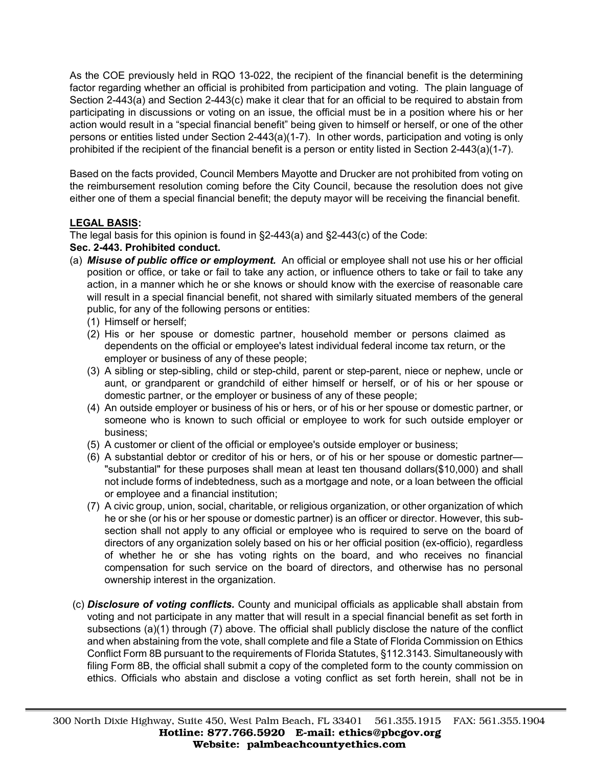As the COE previously held in RQO 13-022, the recipient of the financial benefit is the determining factor regarding whether an official is prohibited from participation and voting. The plain language of Section 2-443(a) and Section 2-443(c) make it clear that for an official to be required to abstain from participating in discussions or voting on an issue, the official must be in a position where his or her action would result in a "special financial benefit" being given to himself or herself, or one of the other persons or entities listed under Section 2-443(a)(1-7). In other words, participation and voting is only prohibited if the recipient of the financial benefit is a person or entity listed in Section 2-443(a)(1-7).

Based on the facts provided, Council Members Mayotte and Drucker are not prohibited from voting on the reimbursement resolution coming before the City Council, because the resolution does not give either one of them a special financial benefit; the deputy mayor will be receiving the financial benefit.

**LEGAL BASIS:**

The legal basis for this opinion is found in §2-443(a) and §2-443(c) of the Code:

**Sec. 2-443. Prohibited conduct.**

(a) ***Misuse of public office or employment.*** An official or employee shall not use his or her official position or office, or take or fail to take any action, or influence others to take or fail to take any action, in a manner which he or she knows or should know with the exercise of reasonable care will result in a special financial benefit, not shared with similarly situated members of the general public, for any of the following persons or entities:

(1) Himself or herself;

(2) His or her spouse or domestic partner, household member or persons claimed as dependents on the official or employee's latest individual federal income tax return, or the employer or business of any of these people;

(3) A sibling or step-sibling, child or step-child, parent or step-parent, niece or nephew, uncle or aunt, or grandparent or grandchild of either himself or herself, or of his or her spouse or domestic partner, or the employer or business of any of these people;

(4) An outside employer or business of his or hers, or of his or her spouse or domestic partner, or someone who is known to such official or employee to work for such outside employer or business;

(5) A customer or client of the official or employee's outside employer or business;

(6) A substantial debtor or creditor of his or hers, or of his or her spouse or domestic partner—"substantial" for these purposes shall mean at least ten thousand dollars($10,000) and shall not include forms of indebtedness, such as a mortgage and note, or a loan between the official or employee and a financial institution;

(7) A civic group, union, social, charitable, or religious organization, or other organization of which he or she (or his or her spouse or domestic partner) is an officer or director. However, this sub-section shall not apply to any official or employee who is required to serve on the board of directors of any organization solely based on his or her official position (ex-officio), regardless of whether he or she has voting rights on the board, and who receives no financial compensation for such service on the board of directors, and otherwise has no personal ownership interest in the organization.

(c) ***Disclosure of voting conflicts.*** County and municipal officials as applicable shall abstain from voting and not participate in any matter that will result in a special financial benefit as set forth in subsections (a)(1) through (7) above. The official shall publicly disclose the nature of the conflict and when abstaining from the vote, shall complete and file a State of Florida Commission on Ethics Conflict Form 8B pursuant to the requirements of Florida Statutes, §112.3143. Simultaneously with filing Form 8B, the official shall submit a copy of the completed form to the county commission on ethics. Officials who abstain and disclose a voting conflict as set forth herein, shall not be in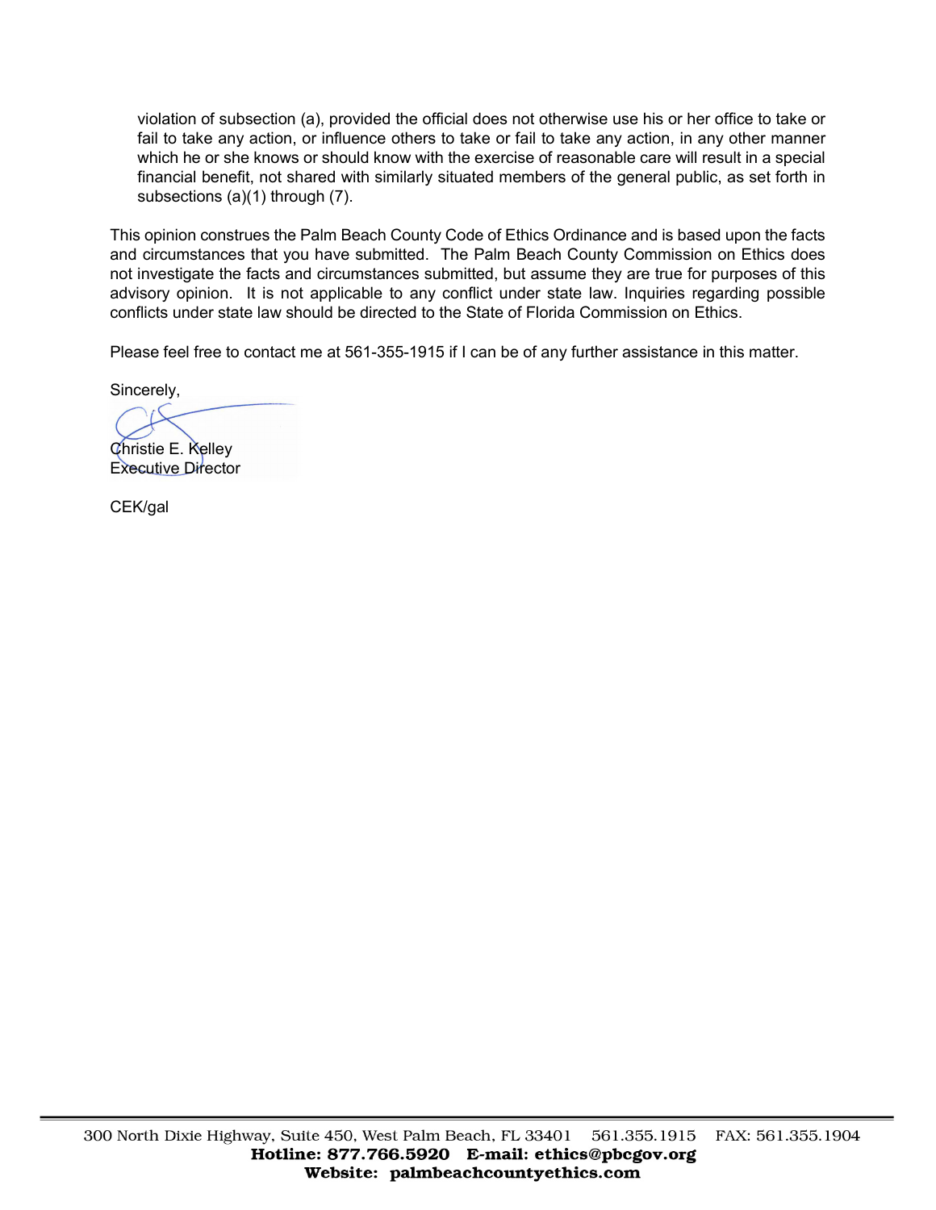violation of subsection (a), provided the official does not otherwise use his or her office to take or fail to take any action, or influence others to take or fail to take any action, in any other manner which he or she knows or should know with the exercise of reasonable care will result in a special financial benefit, not shared with similarly situated members of the general public, as set forth in subsections (a)(1) through (7).

This opinion construes the Palm Beach County Code of Ethics Ordinance and is based upon the facts and circumstances that you have submitted. The Palm Beach County Commission on Ethics does not investigate the facts and circumstances submitted, but assume they are true for purposes of this advisory opinion. It is not applicable to any conflict under state law. Inquiries regarding possible conflicts under state law should be directed to the State of Florida Commission on Ethics.

Please feel free to contact me at 561-355-1915 if I can be of any further assistance in this matter.

Sincerely,

Christie E. Kelley
Executive Director

CEK/gal

300 North Dixie Highway, Suite 450, West Palm Beach, FL 33401 561.355.1915 FAX: 561.355.1904
**Hotline: 877.766.5920 E-mail: ethics@pbcgov.org**
**Website: palmbeachcountyethics.com**